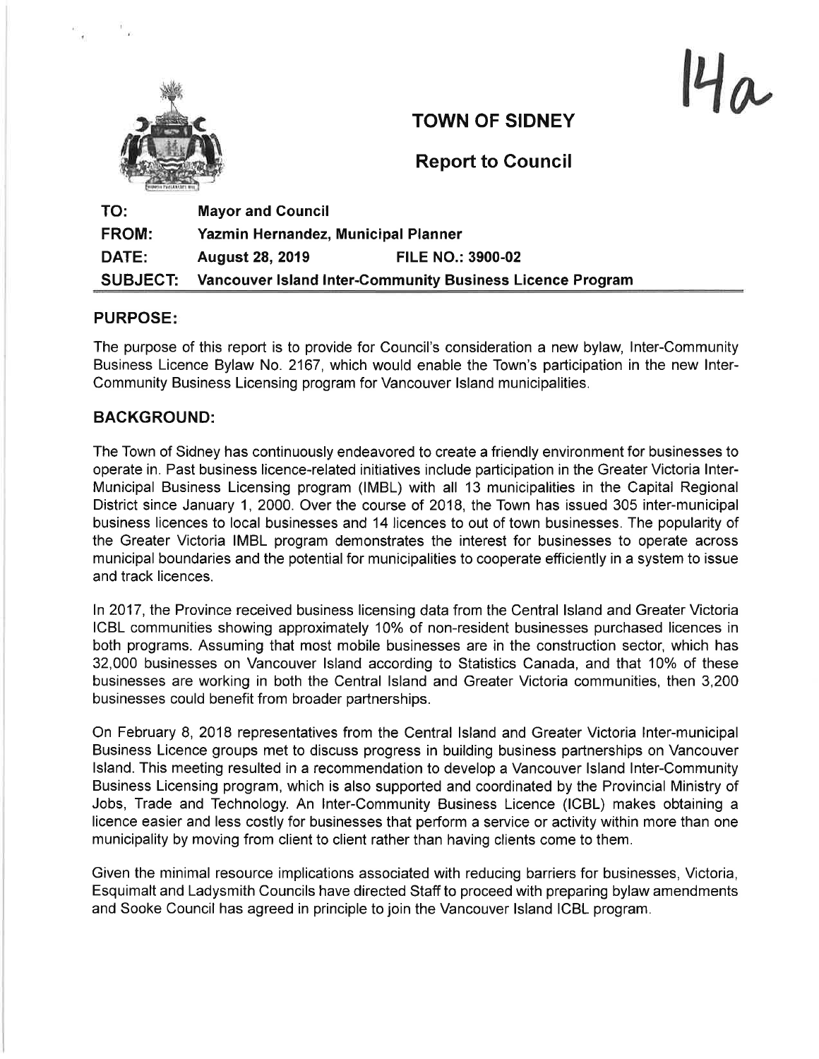14a

# TOWN OF SIDNEY

## Report to Council

| | | |
|---|---|---|
| **TO:** | **Mayor and Council** | |
| **FROM:** | **Yazmin Hernandez, Municipal Planner** | |
| **DATE:** | **August 28, 2019** | **FILE NO.: 3900-02** |
| **SUBJECT:** | **Vancouver Island Inter-Community Business Licence Program** | |

### PURPOSE:

The purpose of this report is to provide for Council's consideration a new bylaw, Inter-Community Business Licence Bylaw No. 2167, which would enable the Town's participation in the new Inter-Community Business Licensing program for Vancouver Island municipalities.

### BACKGROUND:

The Town of Sidney has continuously endeavored to create a friendly environment for businesses to operate in. Past business licence-related initiatives include participation in the Greater Victoria Inter-Municipal Business Licensing program (IMBL) with all 13 municipalities in the Capital Regional District since January 1, 2000. Over the course of 2018, the Town has issued 305 inter-municipal business licences to local businesses and 14 licences to out of town businesses. The popularity of the Greater Victoria IMBL program demonstrates the interest for businesses to operate across municipal boundaries and the potential for municipalities to cooperate efficiently in a system to issue and track licences.

In 2017, the Province received business licensing data from the Central Island and Greater Victoria ICBL communities showing approximately 10% of non-resident businesses purchased licences in both programs. Assuming that most mobile businesses are in the construction sector, which has 32,000 businesses on Vancouver Island according to Statistics Canada, and that 10% of these businesses are working in both the Central Island and Greater Victoria communities, then 3,200 businesses could benefit from broader partnerships.

On February 8, 2018 representatives from the Central Island and Greater Victoria Inter-municipal Business Licence groups met to discuss progress in building business partnerships on Vancouver Island. This meeting resulted in a recommendation to develop a Vancouver Island Inter-Community Business Licensing program, which is also supported and coordinated by the Provincial Ministry of Jobs, Trade and Technology. An Inter-Community Business Licence (ICBL) makes obtaining a licence easier and less costly for businesses that perform a service or activity within more than one municipality by moving from client to client rather than having clients come to them.

Given the minimal resource implications associated with reducing barriers for businesses, Victoria, Esquimalt and Ladysmith Councils have directed Staff to proceed with preparing bylaw amendments and Sooke Council has agreed in principle to join the Vancouver Island ICBL program.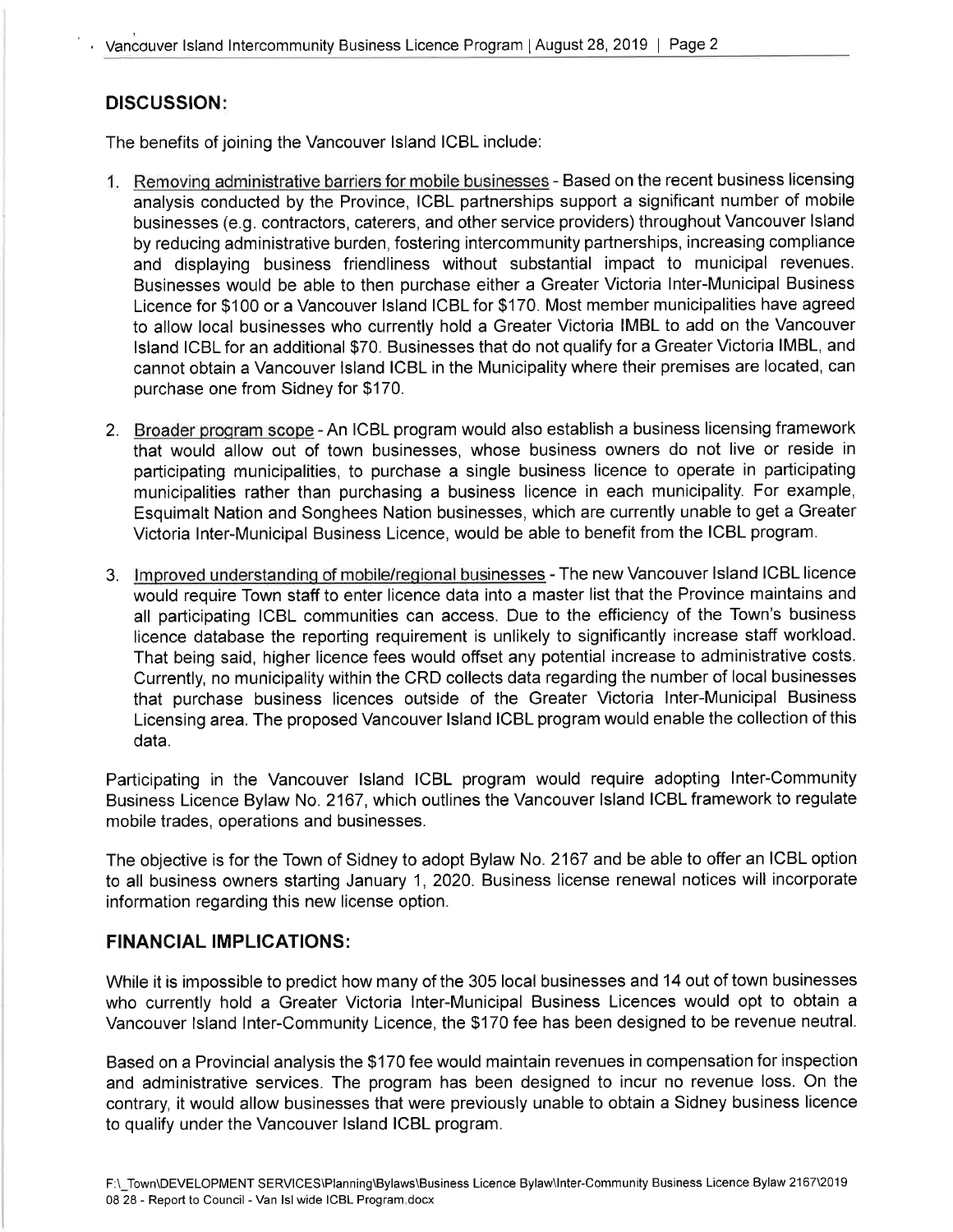## DISCUSSION:

The benefits of joining the Vancouver Island ICBL include:

1. Removing administrative barriers for mobile businesses - Based on the recent business licensing analysis conducted by the Province, ICBL partnerships support a significant number of mobile businesses (e.g. contractors, caterers, and other service providers) throughout Vancouver Island by reducing administrative burden, fostering intercommunity partnerships, increasing compliance and displaying business friendliness without substantial impact to municipal revenues. Businesses would be able to then purchase either a Greater Victoria Inter-Municipal Business Licence for $100 or a Vancouver Island ICBL for $170. Most member municipalities have agreed to allow local businesses who currently hold a Greater Victoria IMBL to add on the Vancouver Island ICBL for an additional $70. Businesses that do not qualify for a Greater Victoria IMBL, and cannot obtain a Vancouver Island ICBL in the Municipality where their premises are located, can purchase one from Sidney for $170.

2. Broader program scope - An ICBL program would also establish a business licensing framework that would allow out of town businesses, whose business owners do not live or reside in participating municipalities, to purchase a single business licence to operate in participating municipalities rather than purchasing a business licence in each municipality. For example, Esquimalt Nation and Songhees Nation businesses, which are currently unable to get a Greater Victoria Inter-Municipal Business Licence, would be able to benefit from the ICBL program.

3. Improved understanding of mobile/regional businesses - The new Vancouver Island ICBL licence would require Town staff to enter licence data into a master list that the Province maintains and all participating ICBL communities can access. Due to the efficiency of the Town's business licence database the reporting requirement is unlikely to significantly increase staff workload. That being said, higher licence fees would offset any potential increase to administrative costs. Currently, no municipality within the CRD collects data regarding the number of local businesses that purchase business licences outside of the Greater Victoria Inter-Municipal Business Licensing area. The proposed Vancouver Island ICBL program would enable the collection of this data.

Participating in the Vancouver Island ICBL program would require adopting Inter-Community Business Licence Bylaw No. 2167, which outlines the Vancouver Island ICBL framework to regulate mobile trades, operations and businesses.

The objective is for the Town of Sidney to adopt Bylaw No. 2167 and be able to offer an ICBL option to all business owners starting January 1, 2020. Business license renewal notices will incorporate information regarding this new license option.

## FINANCIAL IMPLICATIONS:

While it is impossible to predict how many of the 305 local businesses and 14 out of town businesses who currently hold a Greater Victoria Inter-Municipal Business Licences would opt to obtain a Vancouver Island Inter-Community Licence, the $170 fee has been designed to be revenue neutral.

Based on a Provincial analysis the $170 fee would maintain revenues in compensation for inspection and administrative services. The program has been designed to incur no revenue loss. On the contrary, it would allow businesses that were previously unable to obtain a Sidney business licence to qualify under the Vancouver Island ICBL program.

F:\_Town\DEVELOPMENT SERVICES\Planning\Bylaws\Business Licence Bylaw\Inter-Community Business Licence Bylaw 2167\2019 08 28 - Report to Council - Van Isl wide ICBL Program.docx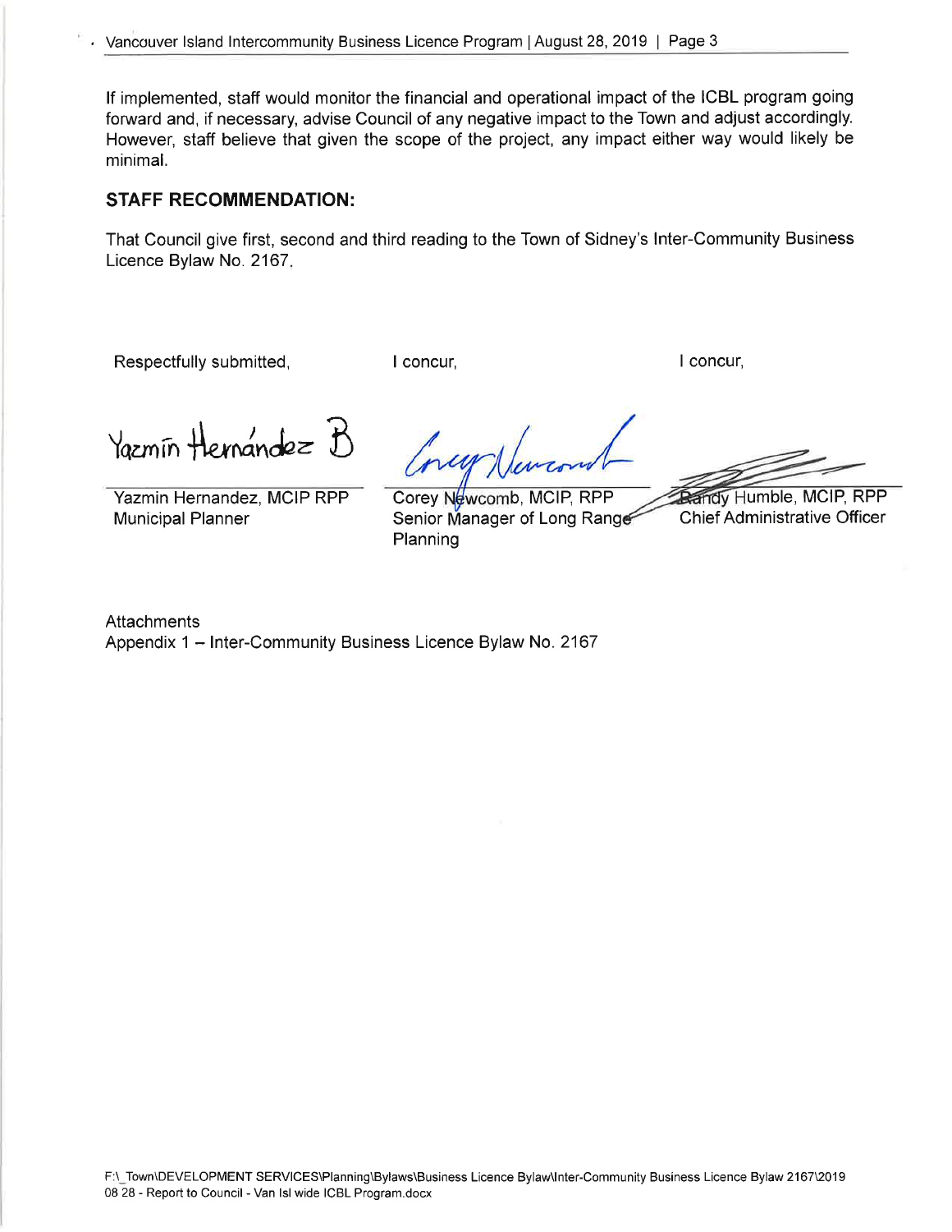If implemented, staff would monitor the financial and operational impact of the ICBL program going forward and, if necessary, advise Council of any negative impact to the Town and adjust accordingly. However, staff believe that given the scope of the project, any impact either way would likely be minimal.

## STAFF RECOMMENDATION:

That Council give first, second and third reading to the Town of Sidney's Inter-Community Business Licence Bylaw No. 2167.

Respectfully submitted,

Yazmin Hernandez, MCIP RPP
Municipal Planner

I concur,

Corey Newcomb, MCIP, RPP
Senior Manager of Long Range Planning

I concur,

Randy Humble, MCIP, RPP
Chief Administrative Officer

Attachments
Appendix 1 – Inter-Community Business Licence Bylaw No. 2167

F:\_Town\DEVELOPMENT SERVICES\Planning\Bylaws\Business Licence Bylaw\Inter-Community Business Licence Bylaw 2167\2019 08 28 - Report to Council - Van Isl wide ICBL Program.docx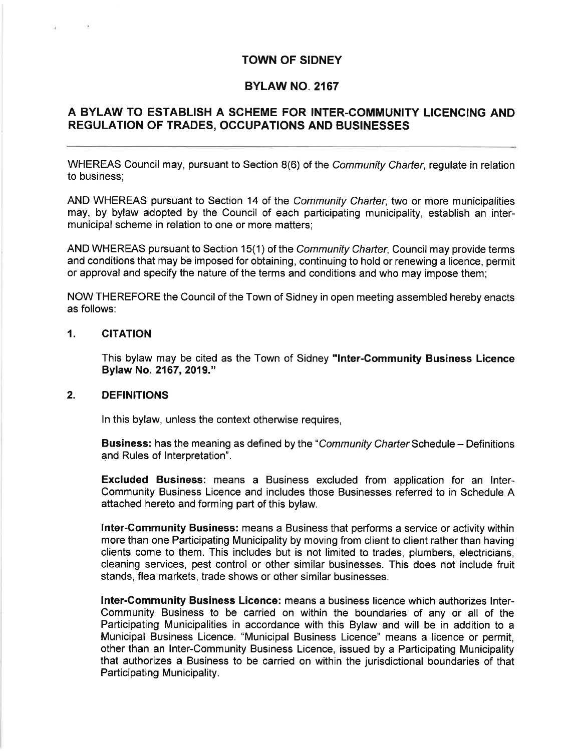# TOWN OF SIDNEY

## BYLAW NO. 2167

## A BYLAW TO ESTABLISH A SCHEME FOR INTER-COMMUNITY LICENCING AND REGULATION OF TRADES, OCCUPATIONS AND BUSINESSES

---

WHEREAS Council may, pursuant to Section 8(6) of the *Community Charter*, regulate in relation to business;

AND WHEREAS pursuant to Section 14 of the *Community Charter*, two or more municipalities may, by bylaw adopted by the Council of each participating municipality, establish an inter-municipal scheme in relation to one or more matters;

AND WHEREAS pursuant to Section 15(1) of the *Community Charter*, Council may provide terms and conditions that may be imposed for obtaining, continuing to hold or renewing a licence, permit or approval and specify the nature of the terms and conditions and who may impose them;

NOW THEREFORE the Council of the Town of Sidney in open meeting assembled hereby enacts as follows:

### 1. CITATION

This bylaw may be cited as the Town of Sidney **"Inter-Community Business Licence Bylaw No. 2167, 2019."**

### 2. DEFINITIONS

In this bylaw, unless the context otherwise requires,

**Business:** has the meaning as defined by the "*Community Charter* Schedule – Definitions and Rules of Interpretation".

**Excluded Business:** means a Business excluded from application for an Inter-Community Business Licence and includes those Businesses referred to in Schedule A attached hereto and forming part of this bylaw.

**Inter-Community Business:** means a Business that performs a service or activity within more than one Participating Municipality by moving from client to client rather than having clients come to them. This includes but is not limited to trades, plumbers, electricians, cleaning services, pest control or other similar businesses. This does not include fruit stands, flea markets, trade shows or other similar businesses.

**Inter-Community Business Licence:** means a business licence which authorizes Inter-Community Business to be carried on within the boundaries of any or all of the Participating Municipalities in accordance with this Bylaw and will be in addition to a Municipal Business Licence. "Municipal Business Licence" means a licence or permit, other than an Inter-Community Business Licence, issued by a Participating Municipality that authorizes a Business to be carried on within the jurisdictional boundaries of that Participating Municipality.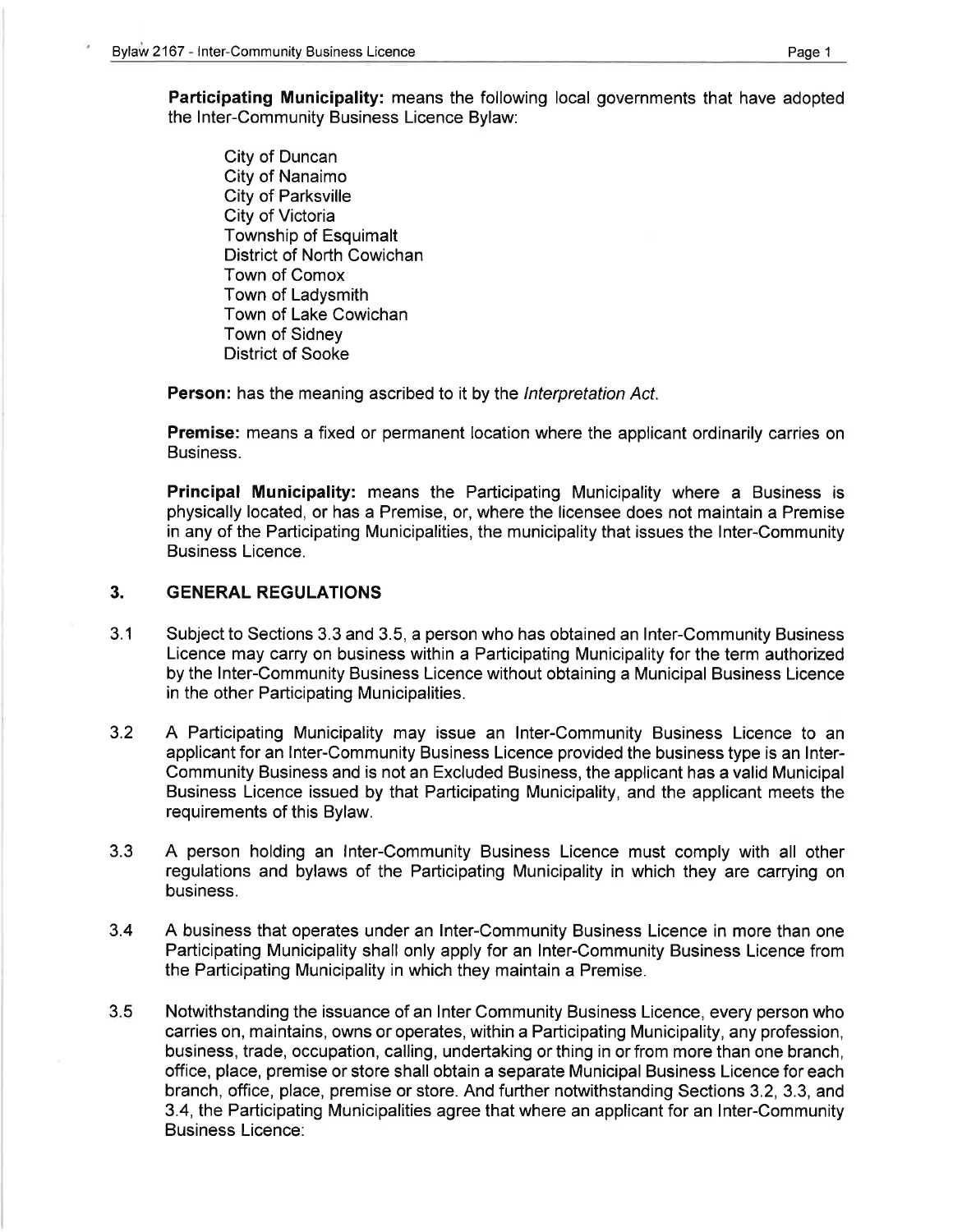**Participating Municipality:** means the following local governments that have adopted the Inter-Community Business Licence Bylaw:

City of Duncan
City of Nanaimo
City of Parksville
City of Victoria
Township of Esquimalt
District of North Cowichan
Town of Comox
Town of Ladysmith
Town of Lake Cowichan
Town of Sidney
District of Sooke

**Person:** has the meaning ascribed to it by the *Interpretation Act*.

**Premise:** means a fixed or permanent location where the applicant ordinarily carries on Business.

**Principal Municipality:** means the Participating Municipality where a Business is physically located, or has a Premise, or, where the licensee does not maintain a Premise in any of the Participating Municipalities, the municipality that issues the Inter-Community Business Licence.

## 3. GENERAL REGULATIONS

3.1 Subject to Sections 3.3 and 3.5, a person who has obtained an Inter-Community Business Licence may carry on business within a Participating Municipality for the term authorized by the Inter-Community Business Licence without obtaining a Municipal Business Licence in the other Participating Municipalities.

3.2 A Participating Municipality may issue an Inter-Community Business Licence to an applicant for an Inter-Community Business Licence provided the business type is an Inter-Community Business and is not an Excluded Business, the applicant has a valid Municipal Business Licence issued by that Participating Municipality, and the applicant meets the requirements of this Bylaw.

3.3 A person holding an Inter-Community Business Licence must comply with all other regulations and bylaws of the Participating Municipality in which they are carrying on business.

3.4 A business that operates under an Inter-Community Business Licence in more than one Participating Municipality shall only apply for an Inter-Community Business Licence from the Participating Municipality in which they maintain a Premise.

3.5 Notwithstanding the issuance of an Inter Community Business Licence, every person who carries on, maintains, owns or operates, within a Participating Municipality, any profession, business, trade, occupation, calling, undertaking or thing in or from more than one branch, office, place, premise or store shall obtain a separate Municipal Business Licence for each branch, office, place, premise or store. And further notwithstanding Sections 3.2, 3.3, and 3.4, the Participating Municipalities agree that where an applicant for an Inter-Community Business Licence: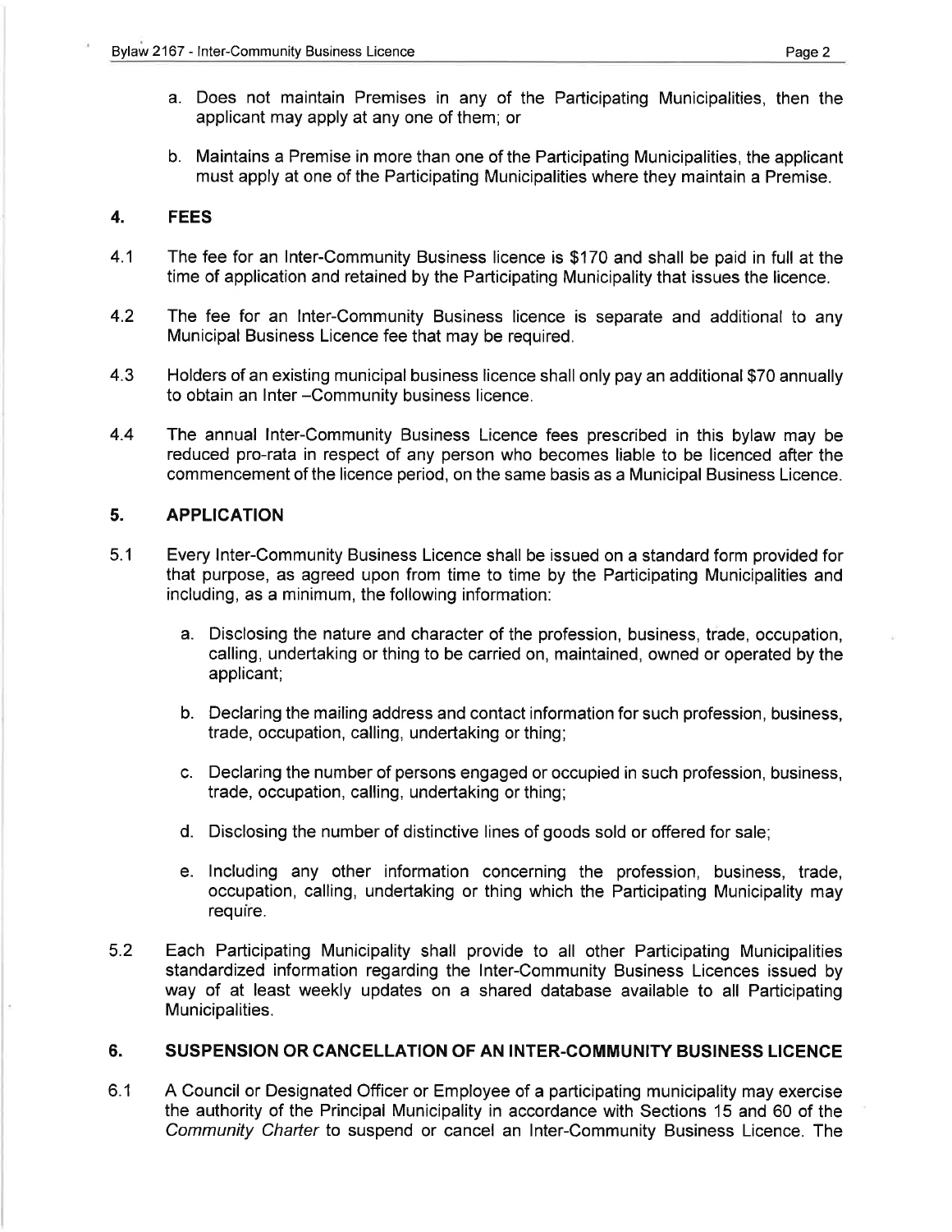a. Does not maintain Premises in any of the Participating Municipalities, then the applicant may apply at any one of them; or

b. Maintains a Premise in more than one of the Participating Municipalities, the applicant must apply at one of the Participating Municipalities where they maintain a Premise.

## 4. FEES

4.1 The fee for an Inter-Community Business licence is $170 and shall be paid in full at the time of application and retained by the Participating Municipality that issues the licence.

4.2 The fee for an Inter-Community Business licence is separate and additional to any Municipal Business Licence fee that may be required.

4.3 Holders of an existing municipal business licence shall only pay an additional $70 annually to obtain an Inter –Community business licence.

4.4 The annual Inter-Community Business Licence fees prescribed in this bylaw may be reduced pro-rata in respect of any person who becomes liable to be licenced after the commencement of the licence period, on the same basis as a Municipal Business Licence.

## 5. APPLICATION

5.1 Every Inter-Community Business Licence shall be issued on a standard form provided for that purpose, as agreed upon from time to time by the Participating Municipalities and including, as a minimum, the following information:

a. Disclosing the nature and character of the profession, business, trade, occupation, calling, undertaking or thing to be carried on, maintained, owned or operated by the applicant;

b. Declaring the mailing address and contact information for such profession, business, trade, occupation, calling, undertaking or thing;

c. Declaring the number of persons engaged or occupied in such profession, business, trade, occupation, calling, undertaking or thing;

d. Disclosing the number of distinctive lines of goods sold or offered for sale;

e. Including any other information concerning the profession, business, trade, occupation, calling, undertaking or thing which the Participating Municipality may require.

5.2 Each Participating Municipality shall provide to all other Participating Municipalities standardized information regarding the Inter-Community Business Licences issued by way of at least weekly updates on a shared database available to all Participating Municipalities.

## 6. SUSPENSION OR CANCELLATION OF AN INTER-COMMUNITY BUSINESS LICENCE

6.1 A Council or Designated Officer or Employee of a participating municipality may exercise the authority of the Principal Municipality in accordance with Sections 15 and 60 of the *Community Charter* to suspend or cancel an Inter-Community Business Licence. The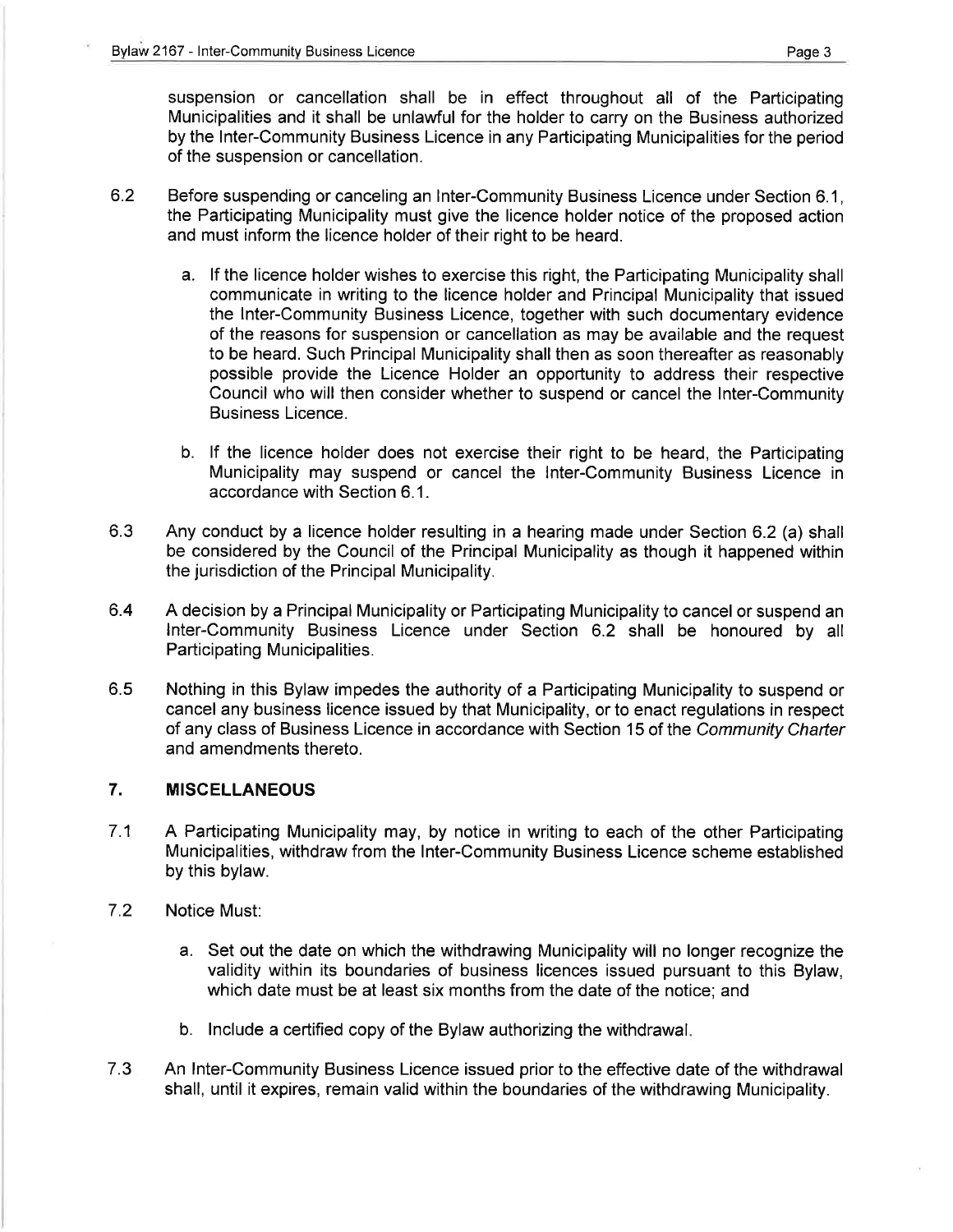suspension or cancellation shall be in effect throughout all of the Participating Municipalities and it shall be unlawful for the holder to carry on the Business authorized by the Inter-Community Business Licence in any Participating Municipalities for the period of the suspension or cancellation.

6.2 Before suspending or canceling an Inter-Community Business Licence under Section 6.1, the Participating Municipality must give the licence holder notice of the proposed action and must inform the licence holder of their right to be heard.

a. If the licence holder wishes to exercise this right, the Participating Municipality shall communicate in writing to the licence holder and Principal Municipality that issued the Inter-Community Business Licence, together with such documentary evidence of the reasons for suspension or cancellation as may be available and the request to be heard. Such Principal Municipality shall then as soon thereafter as reasonably possible provide the Licence Holder an opportunity to address their respective Council who will then consider whether to suspend or cancel the Inter-Community Business Licence.

b. If the licence holder does not exercise their right to be heard, the Participating Municipality may suspend or cancel the Inter-Community Business Licence in accordance with Section 6.1.

6.3 Any conduct by a licence holder resulting in a hearing made under Section 6.2 (a) shall be considered by the Council of the Principal Municipality as though it happened within the jurisdiction of the Principal Municipality.

6.4 A decision by a Principal Municipality or Participating Municipality to cancel or suspend an Inter-Community Business Licence under Section 6.2 shall be honoured by all Participating Municipalities.

6.5 Nothing in this Bylaw impedes the authority of a Participating Municipality to suspend or cancel any business licence issued by that Municipality, or to enact regulations in respect of any class of Business Licence in accordance with Section 15 of the *Community Charter* and amendments thereto.

## 7. MISCELLANEOUS

7.1 A Participating Municipality may, by notice in writing to each of the other Participating Municipalities, withdraw from the Inter-Community Business Licence scheme established by this bylaw.

7.2 Notice Must:

a. Set out the date on which the withdrawing Municipality will no longer recognize the validity within its boundaries of business licences issued pursuant to this Bylaw, which date must be at least six months from the date of the notice; and

b. Include a certified copy of the Bylaw authorizing the withdrawal.

7.3 An Inter-Community Business Licence issued prior to the effective date of the withdrawal shall, until it expires, remain valid within the boundaries of the withdrawing Municipality.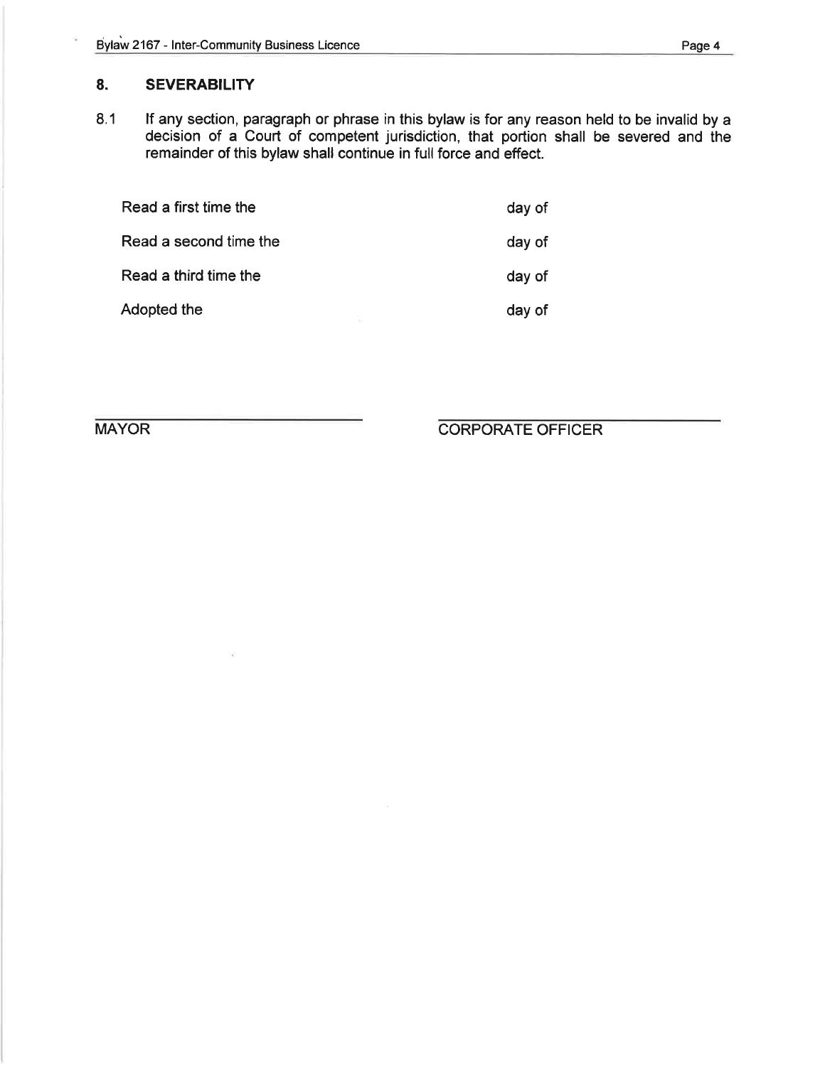## 8. SEVERABILITY

8.1 If any section, paragraph or phrase in this bylaw is for any reason held to be invalid by a decision of a Court of competent jurisdiction, that portion shall be severed and the remainder of this bylaw shall continue in full force and effect.

| | |
|---|---|
| Read a first time the | day of |
| Read a second time the | day of |
| Read a third time the | day of |
| Adopted the | day of |

MAYOR

CORPORATE OFFICER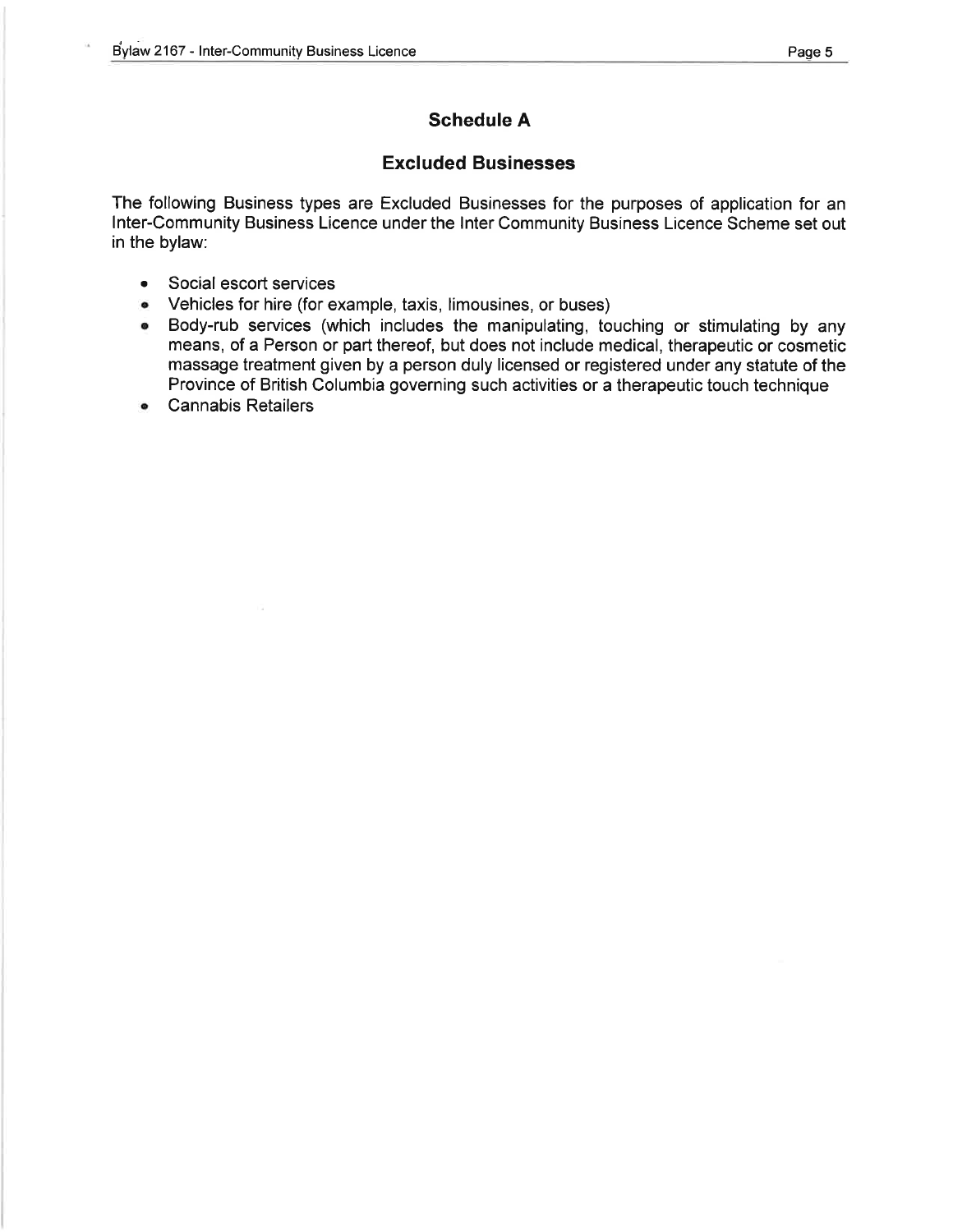## Schedule A

## Excluded Businesses

The following Business types are Excluded Businesses for the purposes of application for an Inter-Community Business Licence under the Inter Community Business Licence Scheme set out in the bylaw:

- Social escort services
- Vehicles for hire (for example, taxis, limousines, or buses)
- Body-rub services (which includes the manipulating, touching or stimulating by any means, of a Person or part thereof, but does not include medical, therapeutic or cosmetic massage treatment given by a person duly licensed or registered under any statute of the Province of British Columbia governing such activities or a therapeutic touch technique
- Cannabis Retailers